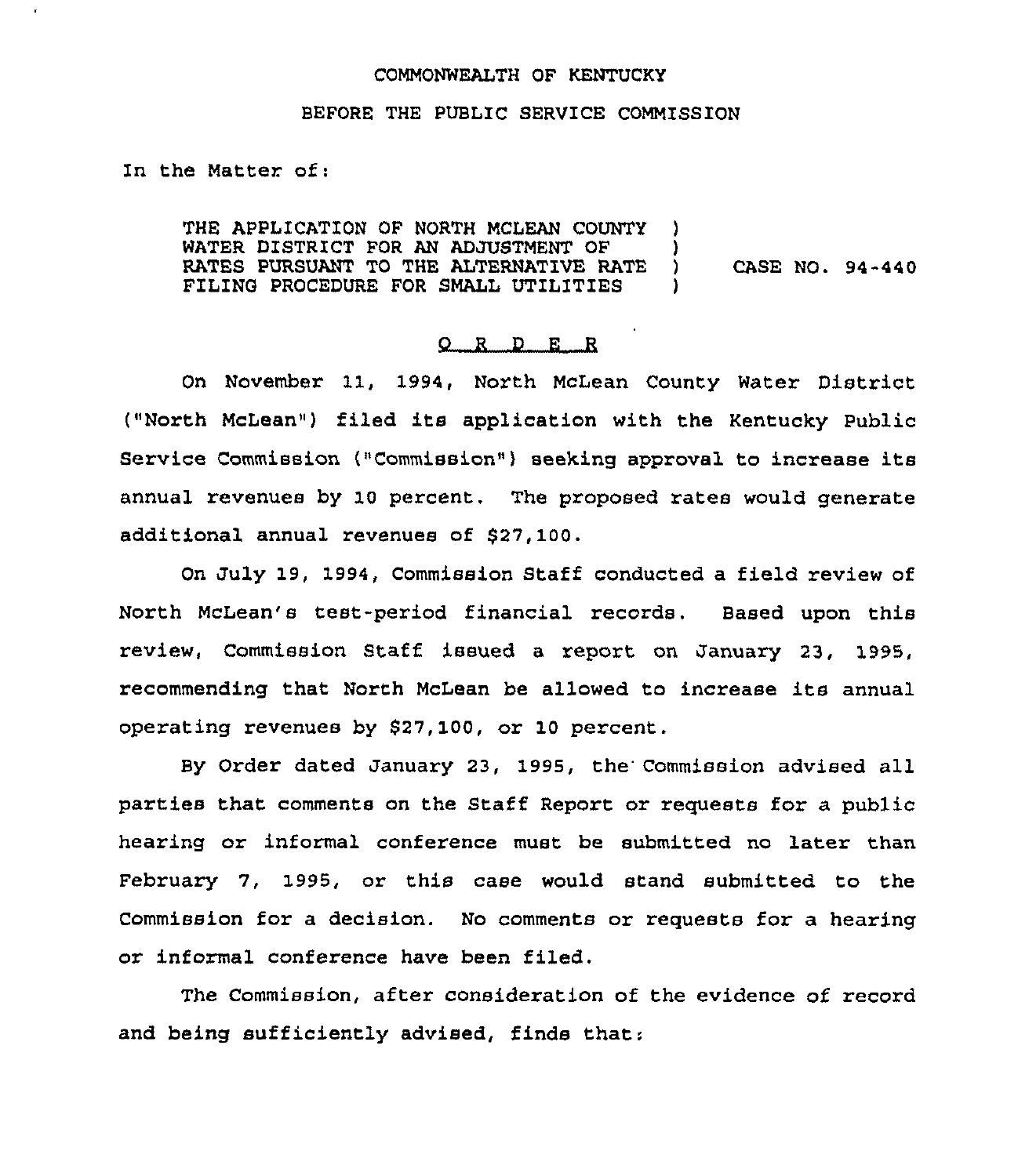COMMONWEALTH OF KENTUCKY

BEFORE THE PUBLIC SERVICE COMMISSION

In the Matter of:

THE APPLICATION OF NORTH MCLEAN COUNTY WATER DISTRICT FOR AN ADJUSTMENT OF RATES PURSUANT TO THE ALTERNATIVE RATE FILING PROCEDURE FOR SMALL UTILITIES ) CASE NO. 94-440

## O R D E R

On November 11, 1994, North McLean County Water District ("North McLean") filed its application with the Kentucky Public Service Commission ("Commission") seeking approval to increase its annual revenues by 10 percent. The proposed rates would generate additional annual revenues of $27,100.

On July 19, 1994, Commission Staff conducted a field review of North McLean's test-period financial records. Based upon this review, Commission Staff issued a report on January 23, 1995, recommending that North McLean be allowed to increase its annual operating revenues by $27,100, or 10 percent.

By Order dated January 23, 1995, the Commission advised all parties that comments on the Staff Report or requests for a public hearing or informal conference must be submitted no later than February 7, 1995, or this case would stand submitted to the Commission for a decision. No comments or requests for a hearing or informal conference have been filed.

The Commission, after consideration of the evidence of record and being sufficiently advised, finds that: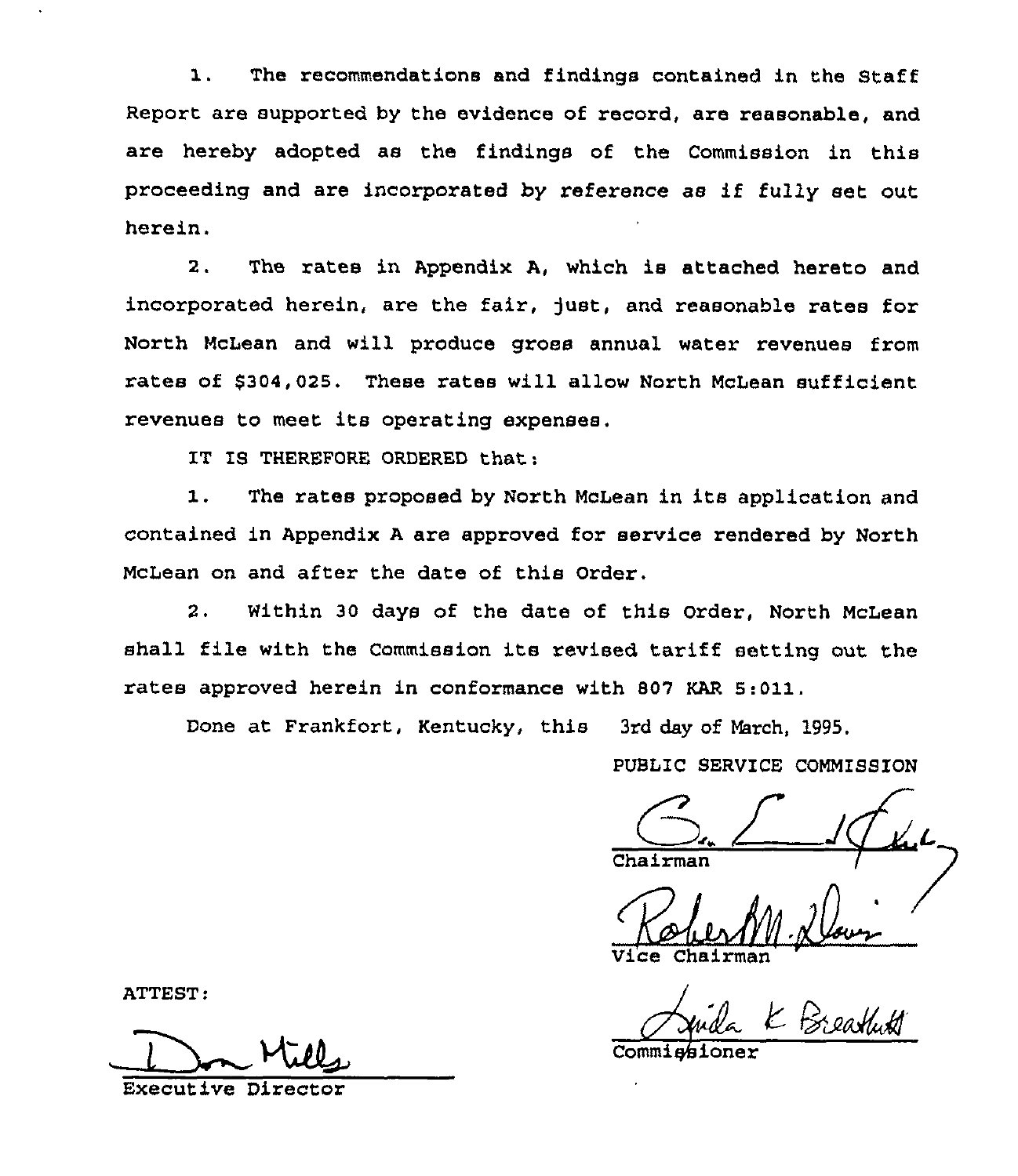1. The recommendations and findings contained in the Staff Report are supported by the evidence of record, are reasonable, and are hereby adopted as the findings of the Commission in this proceeding and are incorporated by reference as if fully set out herein.

2. The rates in Appendix A, which is attached hereto and incorporated herein, are the fair, just, and reasonable rates for North McLean and will produce gross annual water revenues from rates of $304,025. These rates will allow North McLean sufficient revenues to meet its operating expenses.

IT IS THEREFORE ORDERED that:

1. The rates proposed by North McLean in its application and contained in Appendix A are approved for service rendered by North McLean on and after the date of this Order.

2. Within 30 days of the date of this Order, North McLean shall file with the Commission its revised tariff setting out the rates approved herein in conformance with 807 KAR 5:011.

Done at Frankfort, Kentucky, this 3rd day of March, 1995.

PUBLIC SERVICE COMMISSION

Chairman

Vice Chairman

Commissioner

ATTEST:

Executive Director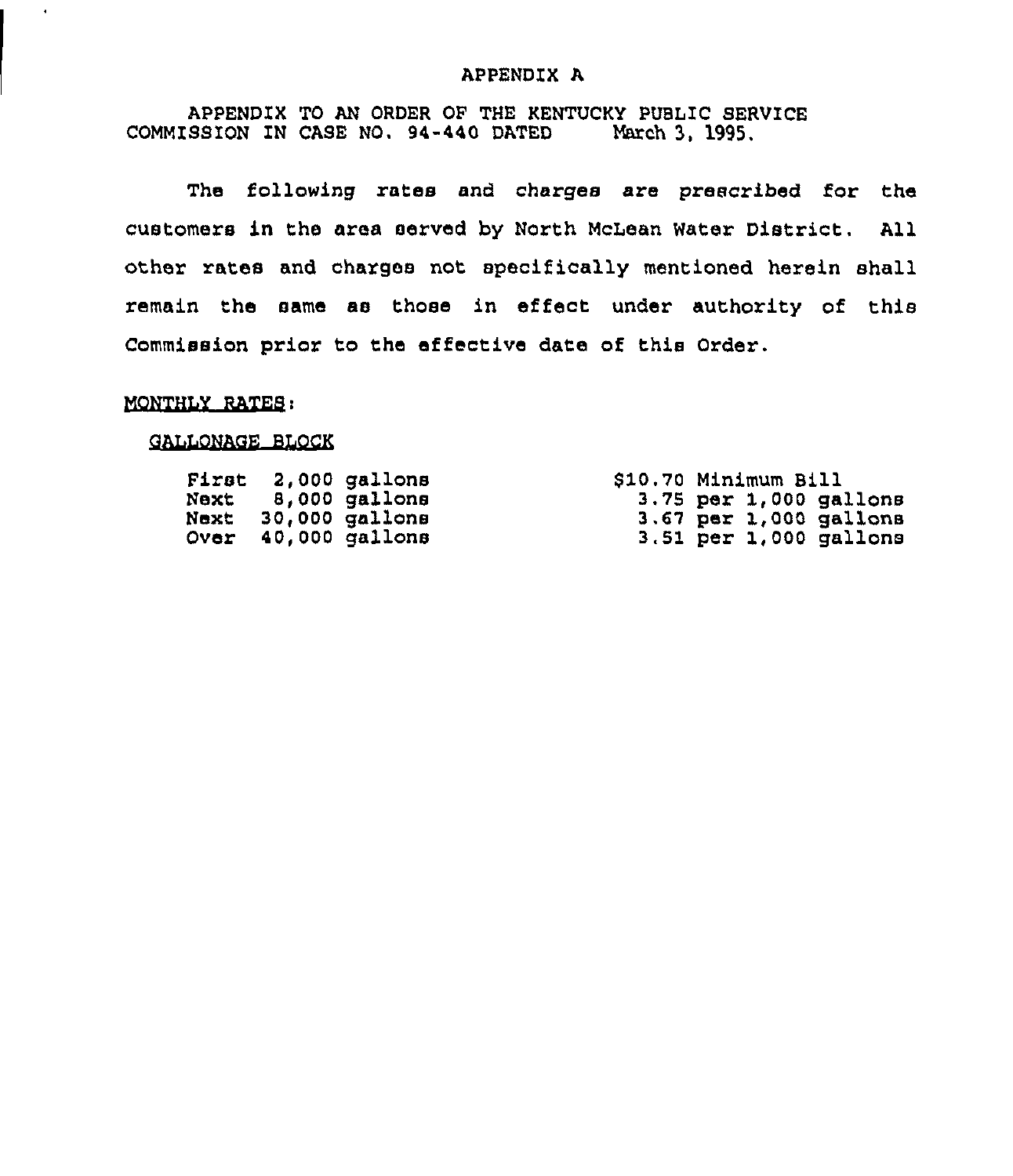# APPENDIX A

APPENDIX TO AN ORDER OF THE KENTUCKY PUBLIC SERVICE COMMISSION IN CASE NO. 94-440 DATED March 3, 1995.

The following rates and charges are prescribed for the customers in the area served by North McLean Water District. All other rates and charges not specifically mentioned herein shall remain the same as those in effect under authority of this Commission prior to the effective date of this Order.

MONTHLY RATES:

GALLONAGE BLOCK

| | |
|---|---|
| First 2,000 gallons | $10.70 Minimum Bill |
| Next 8,000 gallons | 3.75 per 1,000 gallons |
| Next 30,000 gallons | 3.67 per 1,000 gallons |
| Over 40,000 gallons | 3.51 per 1,000 gallons |